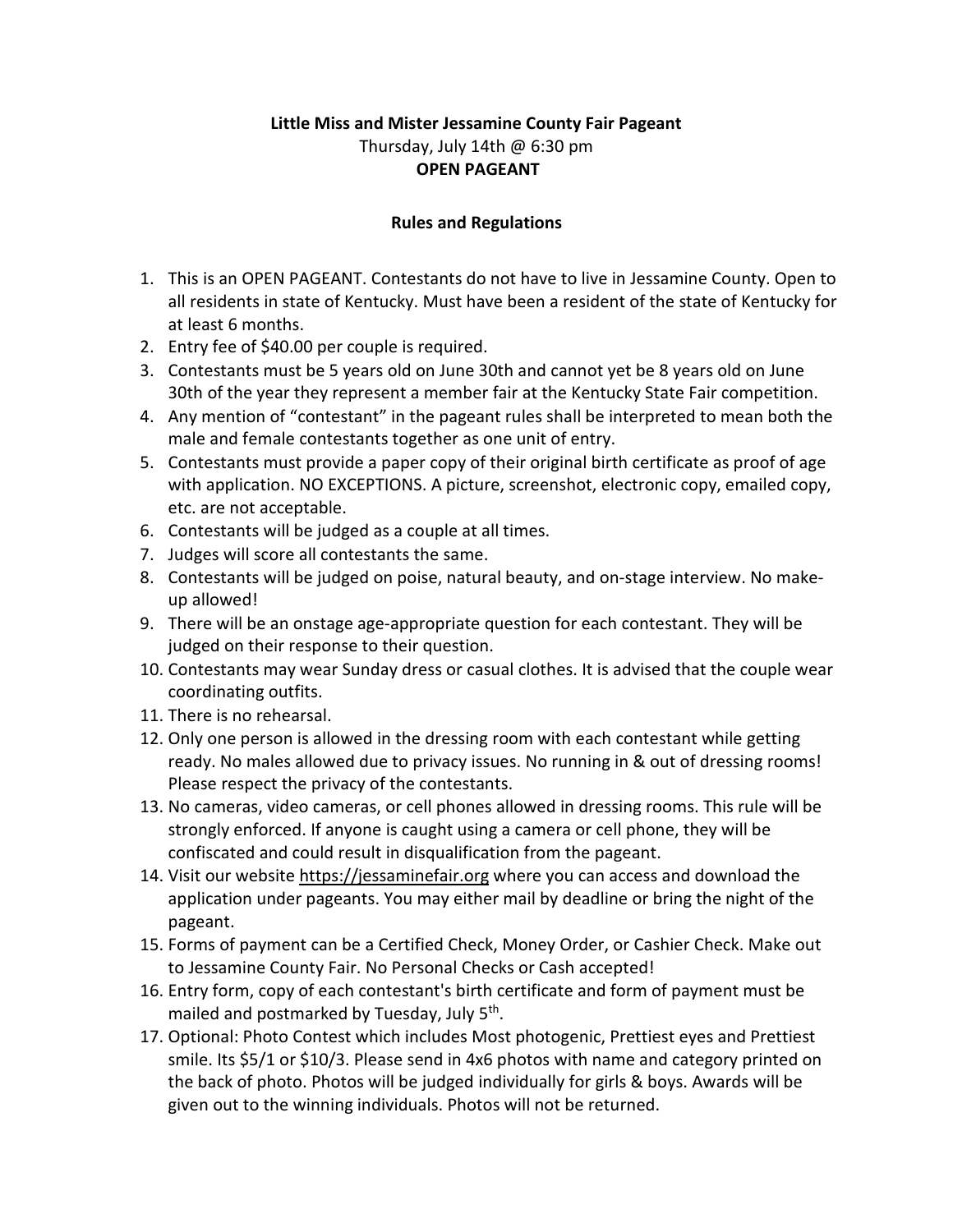**Little Miss and Mister Jessamine County Fair Pageant**

Thursday, July 14th @ 6:30 pm

**OPEN PAGEANT**

**Rules and Regulations**

1. This is an OPEN PAGEANT. Contestants do not have to live in Jessamine County. Open to all residents in state of Kentucky. Must have been a resident of the state of Kentucky for at least 6 months.
2. Entry fee of $40.00 per couple is required.
3. Contestants must be 5 years old on June 30th and cannot yet be 8 years old on June 30th of the year they represent a member fair at the Kentucky State Fair competition.
4. Any mention of "contestant" in the pageant rules shall be interpreted to mean both the male and female contestants together as one unit of entry.
5. Contestants must provide a paper copy of their original birth certificate as proof of age with application. NO EXCEPTIONS. A picture, screenshot, electronic copy, emailed copy, etc. are not acceptable.
6. Contestants will be judged as a couple at all times.
7. Judges will score all contestants the same.
8. Contestants will be judged on poise, natural beauty, and on-stage interview. No make-up allowed!
9. There will be an onstage age-appropriate question for each contestant. They will be judged on their response to their question.
10. Contestants may wear Sunday dress or casual clothes. It is advised that the couple wear coordinating outfits.
11. There is no rehearsal.
12. Only one person is allowed in the dressing room with each contestant while getting ready. No males allowed due to privacy issues. No running in & out of dressing rooms! Please respect the privacy of the contestants.
13. No cameras, video cameras, or cell phones allowed in dressing rooms. This rule will be strongly enforced. If anyone is caught using a camera or cell phone, they will be confiscated and could result in disqualification from the pageant.
14. Visit our website https://jessaminefair.org where you can access and download the application under pageants. You may either mail by deadline or bring the night of the pageant.
15. Forms of payment can be a Certified Check, Money Order, or Cashier Check. Make out to Jessamine County Fair. No Personal Checks or Cash accepted!
16. Entry form, copy of each contestant's birth certificate and form of payment must be mailed and postmarked by Tuesday, July 5th.
17. Optional: Photo Contest which includes Most photogenic, Prettiest eyes and Prettiest smile. Its $5/1 or $10/3. Please send in 4x6 photos with name and category printed on the back of photo. Photos will be judged individually for girls & boys. Awards will be given out to the winning individuals. Photos will not be returned.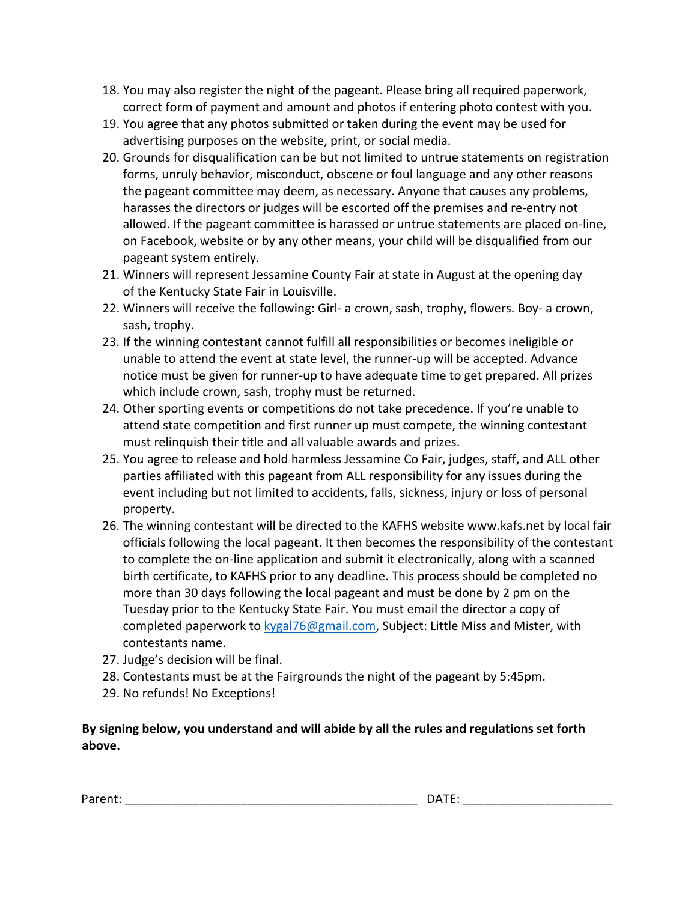18. You may also register the night of the pageant. Please bring all required paperwork, correct form of payment and amount and photos if entering photo contest with you.
19. You agree that any photos submitted or taken during the event may be used for advertising purposes on the website, print, or social media.
20. Grounds for disqualification can be but not limited to untrue statements on registration forms, unruly behavior, misconduct, obscene or foul language and any other reasons the pageant committee may deem, as necessary. Anyone that causes any problems, harasses the directors or judges will be escorted off the premises and re-entry not allowed. If the pageant committee is harassed or untrue statements are placed on-line, on Facebook, website or by any other means, your child will be disqualified from our pageant system entirely.
21. Winners will represent Jessamine County Fair at state in August at the opening day of the Kentucky State Fair in Louisville.
22. Winners will receive the following: Girl- a crown, sash, trophy, flowers. Boy- a crown, sash, trophy.
23. If the winning contestant cannot fulfill all responsibilities or becomes ineligible or unable to attend the event at state level, the runner-up will be accepted. Advance notice must be given for runner-up to have adequate time to get prepared. All prizes which include crown, sash, trophy must be returned.
24. Other sporting events or competitions do not take precedence. If you're unable to attend state competition and first runner up must compete, the winning contestant must relinquish their title and all valuable awards and prizes.
25. You agree to release and hold harmless Jessamine Co Fair, judges, staff, and ALL other parties affiliated with this pageant from ALL responsibility for any issues during the event including but not limited to accidents, falls, sickness, injury or loss of personal property.
26. The winning contestant will be directed to the KAFHS website www.kafs.net by local fair officials following the local pageant. It then becomes the responsibility of the contestant to complete the on-line application and submit it electronically, along with a scanned birth certificate, to KAFHS prior to any deadline. This process should be completed no more than 30 days following the local pageant and must be done by 2 pm on the Tuesday prior to the Kentucky State Fair. You must email the director a copy of completed paperwork to kygal76@gmail.com, Subject: Little Miss and Mister, with contestants name.
27. Judge's decision will be final.
28. Contestants must be at the Fairgrounds the night of the pageant by 5:45pm.
29. No refunds! No Exceptions!

**By signing below, you understand and will abide by all the rules and regulations set forth above.**

Parent: ____________________________________________ DATE: ______________________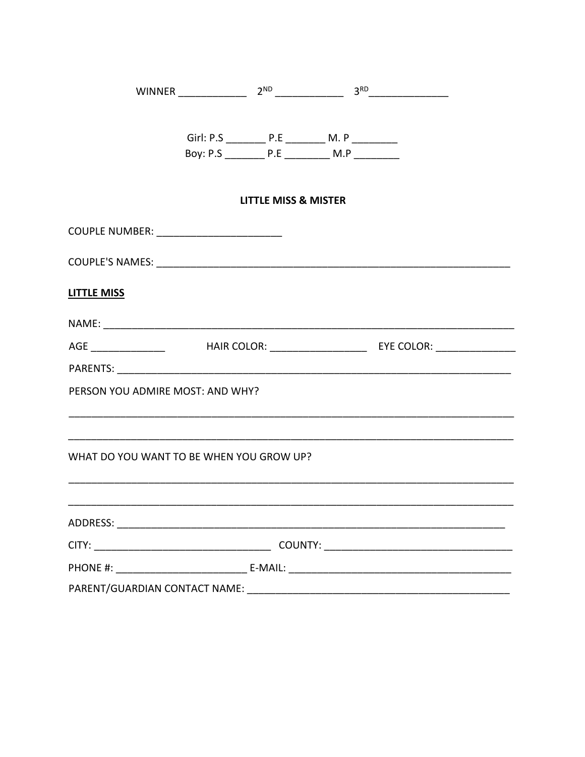WINNER ____________ 2ND ____________ 3RD ______________

Girl: P.S _______ P.E _______ M. P ________
Boy: P.S _______ P.E ________ M.P ________

**LITTLE MISS & MISTER**

COUPLE NUMBER: ______________________

COUPLE'S NAMES: _______________________________________________________________

**LITTLE MISS**

NAME: ________________________________________________________________________

AGE _____________ HAIR COLOR: _________________ EYE COLOR: ______________

PARENTS: _____________________________________________________________________

PERSON YOU ADMIRE MOST: AND WHY?

_______________________________________________________________________________

_______________________________________________________________________________

WHAT DO YOU WANT TO BE WHEN YOU GROW UP?

_______________________________________________________________________________

_______________________________________________________________________________

ADDRESS: ____________________________________________________________________

CITY: _______________________________ COUNTY: _________________________________

PHONE #: ______________________ E-MAIL: ______________________________________

PARENT/GUARDIAN CONTACT NAME: ______________________________________________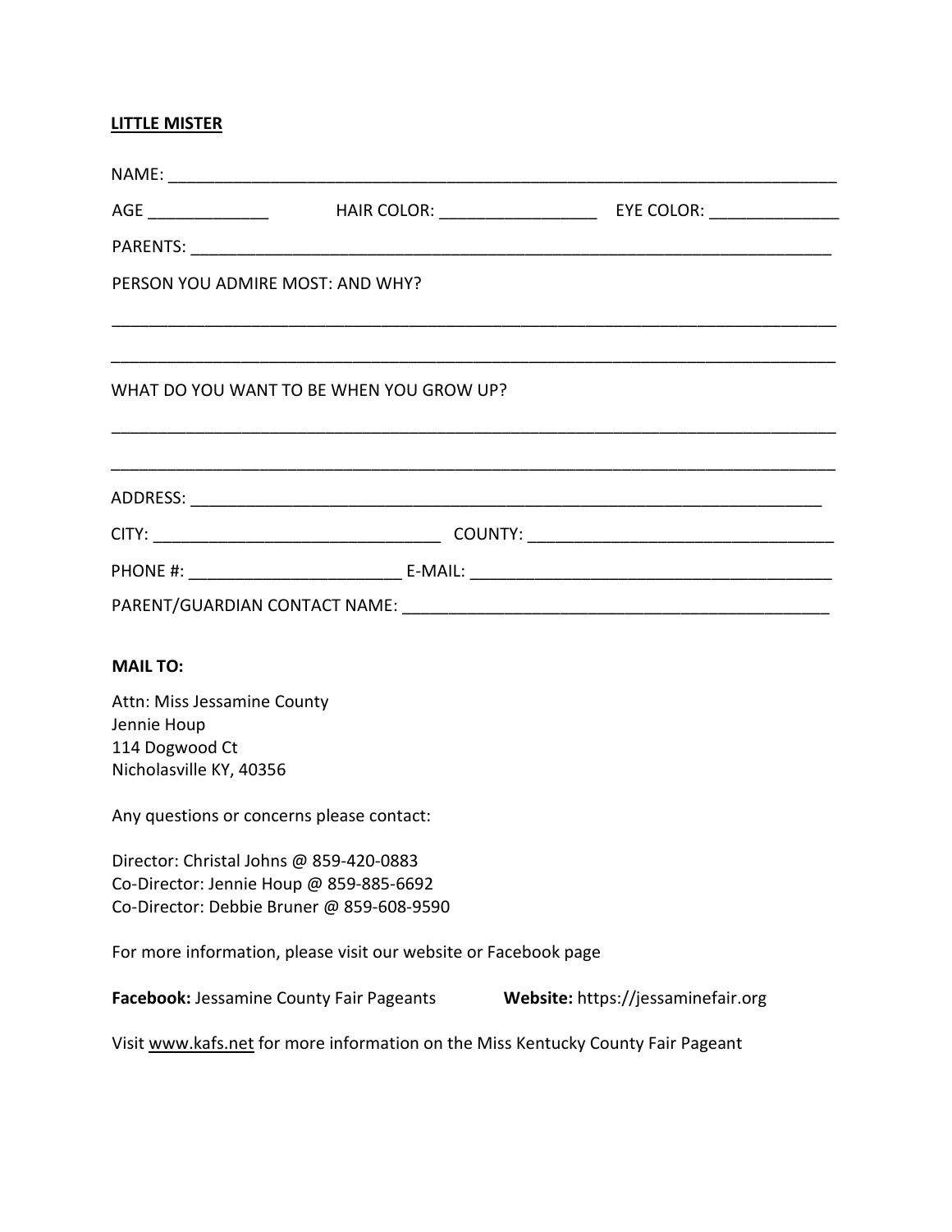**LITTLE MISTER**

NAME: ___________________________________________________________________________

AGE _____________ HAIR COLOR: _________________ EYE COLOR: ______________

PARENTS: _________________________________________________________________________

PERSON YOU ADMIRE MOST: AND WHY?

_________________________________________________________________________________

_________________________________________________________________________________

WHAT DO YOU WANT TO BE WHEN YOU GROW UP?

_________________________________________________________________________________

_________________________________________________________________________________

ADDRESS: ________________________________________________________________________

CITY: _______________________________ COUNTY: _________________________________

PHONE #: ______________________ E-MAIL: ______________________________________

PARENT/GUARDIAN CONTACT NAME: _______________________________________________

**MAIL TO:**

Attn: Miss Jessamine County
Jennie Houp
114 Dogwood Ct
Nicholasville KY, 40356

Any questions or concerns please contact:

Director: Christal Johns @ 859-420-0883
Co-Director: Jennie Houp @ 859-885-6692
Co-Director: Debbie Bruner @ 859-608-9590

For more information, please visit our website or Facebook page

**Facebook:** Jessamine County Fair Pageants **Website:** https://jessaminefair.org

Visit www.kafs.net for more information on the Miss Kentucky County Fair Pageant